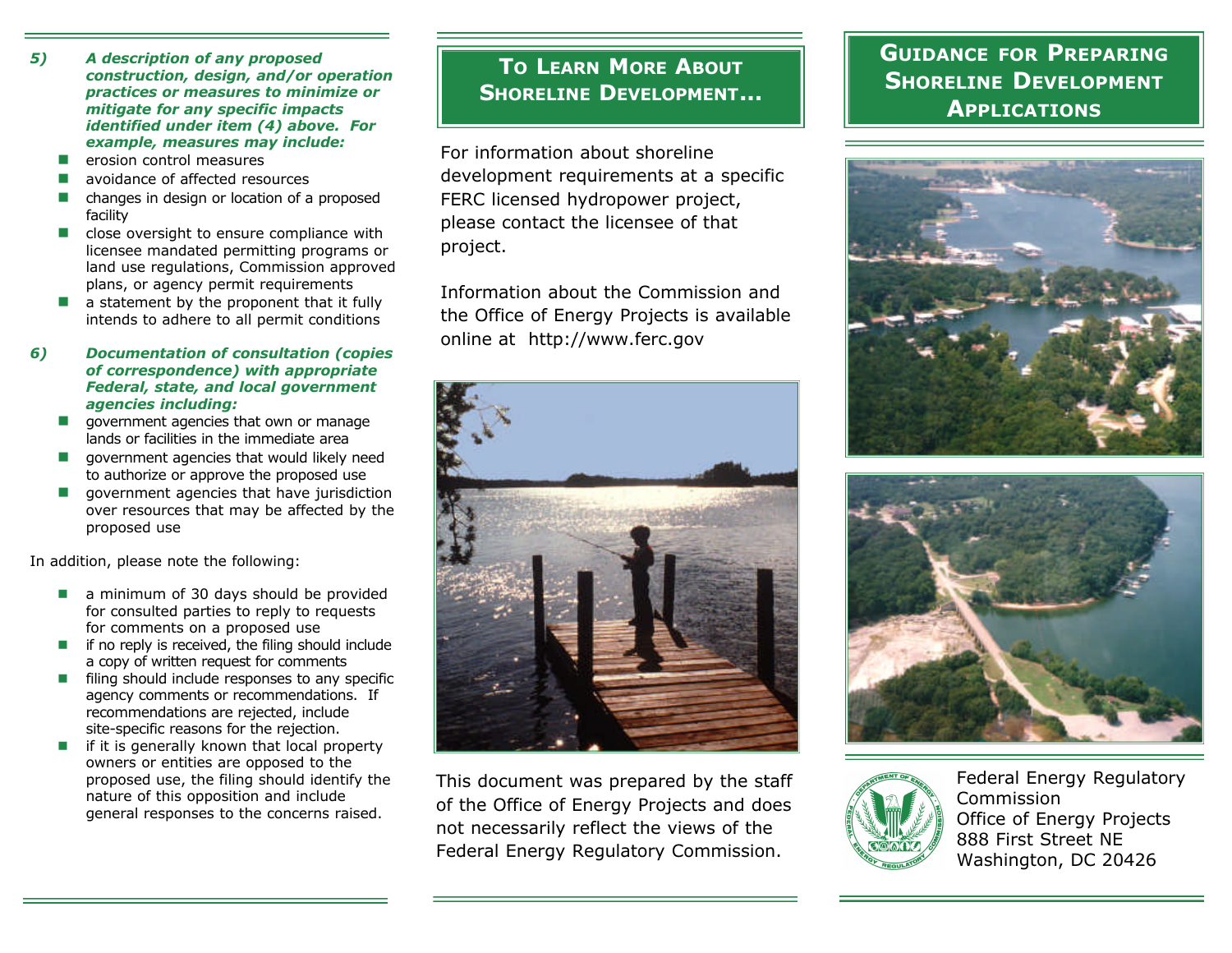5) ***A description of any proposed construction, design, and/or operation practices or measures to minimize or mitigate for any specific impacts identified under item (4) above. For example, measures may include:***

- erosion control measures
- avoidance of affected resources
- changes in design or location of a proposed facility
- close oversight to ensure compliance with licensee mandated permitting programs or land use regulations, Commission approved plans, or agency permit requirements
- a statement by the proponent that it fully intends to adhere to all permit conditions

6) ***Documentation of consultation (copies of correspondence) with appropriate Federal, state, and local government agencies including:***

- government agencies that own or manage lands or facilities in the immediate area
- government agencies that would likely need to authorize or approve the proposed use
- government agencies that have jurisdiction over resources that may be affected by the proposed use

In addition, please note the following:

- a minimum of 30 days should be provided for consulted parties to reply to requests for comments on a proposed use
- if no reply is received, the filing should include a copy of written request for comments
- filing should include responses to any specific agency comments or recommendations. If recommendations are rejected, include site-specific reasons for the rejection.
- if it is generally known that local property owners or entities are opposed to the proposed use, the filing should identify the nature of this opposition and include general responses to the concerns raised.

## To Learn More About Shoreline Development...

For information about shoreline development requirements at a specific FERC licensed hydropower project, please contact the licensee of that project.

Information about the Commission and the Office of Energy Projects is available online at http://www.ferc.gov

This document was prepared by the staff of the Office of Energy Projects and does not necessarily reflect the views of the Federal Energy Regulatory Commission.

# Guidance for Preparing Shoreline Development Applications

Federal Energy Regulatory Commission
Office of Energy Projects
888 First Street NE
Washington, DC 20426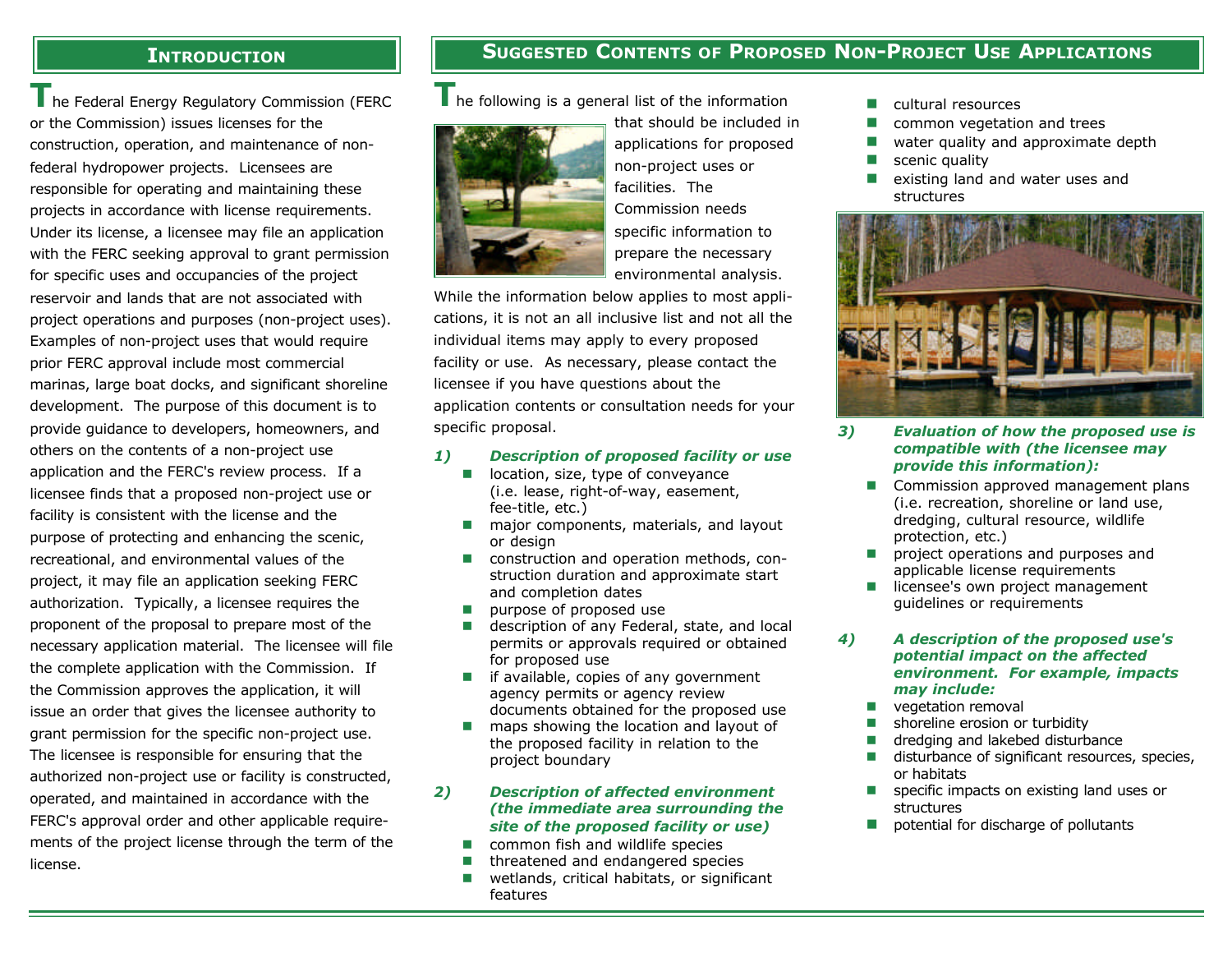## Introduction

The Federal Energy Regulatory Commission (FERC or the Commission) issues licenses for the construction, operation, and maintenance of non-federal hydropower projects. Licensees are responsible for operating and maintaining these projects in accordance with license requirements. Under its license, a licensee may file an application with the FERC seeking approval to grant permission for specific uses and occupancies of the project reservoir and lands that are not associated with project operations and purposes (non-project uses). Examples of non-project uses that would require prior FERC approval include most commercial marinas, large boat docks, and significant shoreline development. The purpose of this document is to provide guidance to developers, homeowners, and others on the contents of a non-project use application and the FERC's review process. If a licensee finds that a proposed non-project use or facility is consistent with the license and the purpose of protecting and enhancing the scenic, recreational, and environmental values of the project, it may file an application seeking FERC authorization. Typically, a licensee requires the proponent of the proposal to prepare most of the necessary application material. The licensee will file the complete application with the Commission. If the Commission approves the application, it will issue an order that gives the licensee authority to grant permission for the specific non-project use. The licensee is responsible for ensuring that the authorized non-project use or facility is constructed, operated, and maintained in accordance with the FERC's approval order and other applicable requirements of the project license through the term of the license.

## Suggested Contents of Proposed Non-Project Use Applications

The following is a general list of the information that should be included in applications for proposed non-project uses or facilities. The Commission needs specific information to prepare the necessary environmental analysis. While the information below applies to most applications, it is not an all inclusive list and not all the individual items may apply to every proposed facility or use. As necessary, please contact the licensee if you have questions about the application contents or consultation needs for your specific proposal.

***1) Description of proposed facility or use***

- location, size, type of conveyance (i.e. lease, right-of-way, easement, fee-title, etc.)
- major components, materials, and layout or design
- construction and operation methods, construction duration and approximate start and completion dates
- purpose of proposed use
- description of any Federal, state, and local permits or approvals required or obtained for proposed use
- if available, copies of any government agency permits or agency review documents obtained for the proposed use
- maps showing the location and layout of the proposed facility in relation to the project boundary

***2) Description of affected environment (the immediate area surrounding the site of the proposed facility or use)***

- common fish and wildlife species
- threatened and endangered species
- wetlands, critical habitats, or significant features
- cultural resources
- common vegetation and trees
- water quality and approximate depth
- scenic quality
- existing land and water uses and structures

***3) Evaluation of how the proposed use is compatible with (the licensee may provide this information):***

- Commission approved management plans (i.e. recreation, shoreline or land use, dredging, cultural resource, wildlife protection, etc.)
- project operations and purposes and applicable license requirements
- licensee's own project management guidelines or requirements

***4) A description of the proposed use's potential impact on the affected environment. For example, impacts may include:***

- vegetation removal
- shoreline erosion or turbidity
- dredging and lakebed disturbance
- disturbance of significant resources, species, or habitats
- specific impacts on existing land uses or structures
- potential for discharge of pollutants